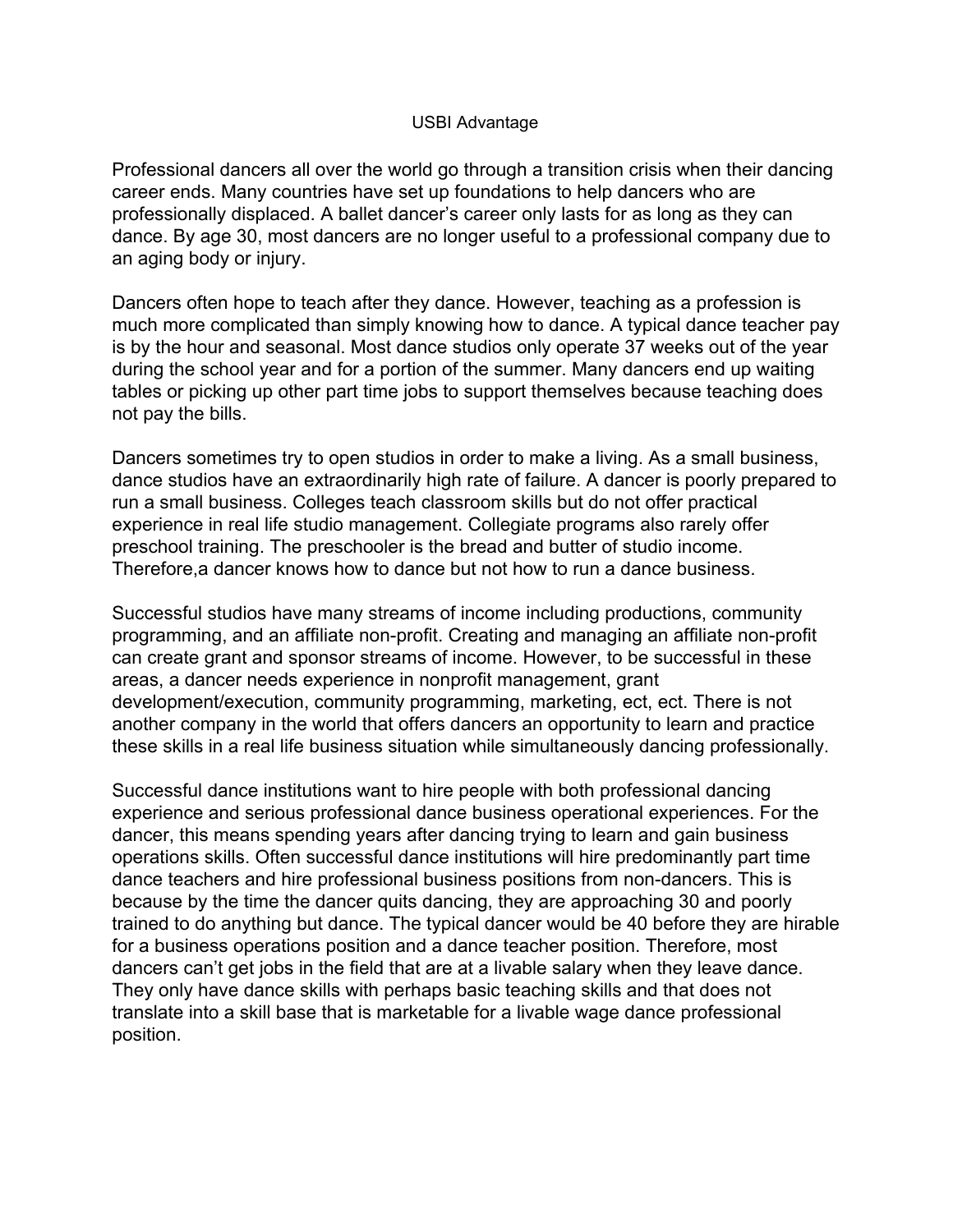# USBI Advantage

Professional dancers all over the world go through a transition crisis when their dancing career ends. Many countries have set up foundations to help dancers who are professionally displaced. A ballet dancer's career only lasts for as long as they can dance. By age 30, most dancers are no longer useful to a professional company due to an aging body or injury.

Dancers often hope to teach after they dance. However, teaching as a profession is much more complicated than simply knowing how to dance. A typical dance teacher pay is by the hour and seasonal. Most dance studios only operate 37 weeks out of the year during the school year and for a portion of the summer. Many dancers end up waiting tables or picking up other part time jobs to support themselves because teaching does not pay the bills.

Dancers sometimes try to open studios in order to make a living. As a small business, dance studios have an extraordinarily high rate of failure. A dancer is poorly prepared to run a small business. Colleges teach classroom skills but do not offer practical experience in real life studio management. Collegiate programs also rarely offer preschool training. The preschooler is the bread and butter of studio income. Therefore,a dancer knows how to dance but not how to run a dance business.

Successful studios have many streams of income including productions, community programming, and an affiliate non-profit. Creating and managing an affiliate non-profit can create grant and sponsor streams of income. However, to be successful in these areas, a dancer needs experience in nonprofit management, grant development/execution, community programming, marketing, ect, ect. There is not another company in the world that offers dancers an opportunity to learn and practice these skills in a real life business situation while simultaneously dancing professionally.

Successful dance institutions want to hire people with both professional dancing experience and serious professional dance business operational experiences. For the dancer, this means spending years after dancing trying to learn and gain business operations skills. Often successful dance institutions will hire predominantly part time dance teachers and hire professional business positions from non-dancers. This is because by the time the dancer quits dancing, they are approaching 30 and poorly trained to do anything but dance. The typical dancer would be 40 before they are hirable for a business operations position and a dance teacher position. Therefore, most dancers can't get jobs in the field that are at a livable salary when they leave dance. They only have dance skills with perhaps basic teaching skills and that does not translate into a skill base that is marketable for a livable wage dance professional position.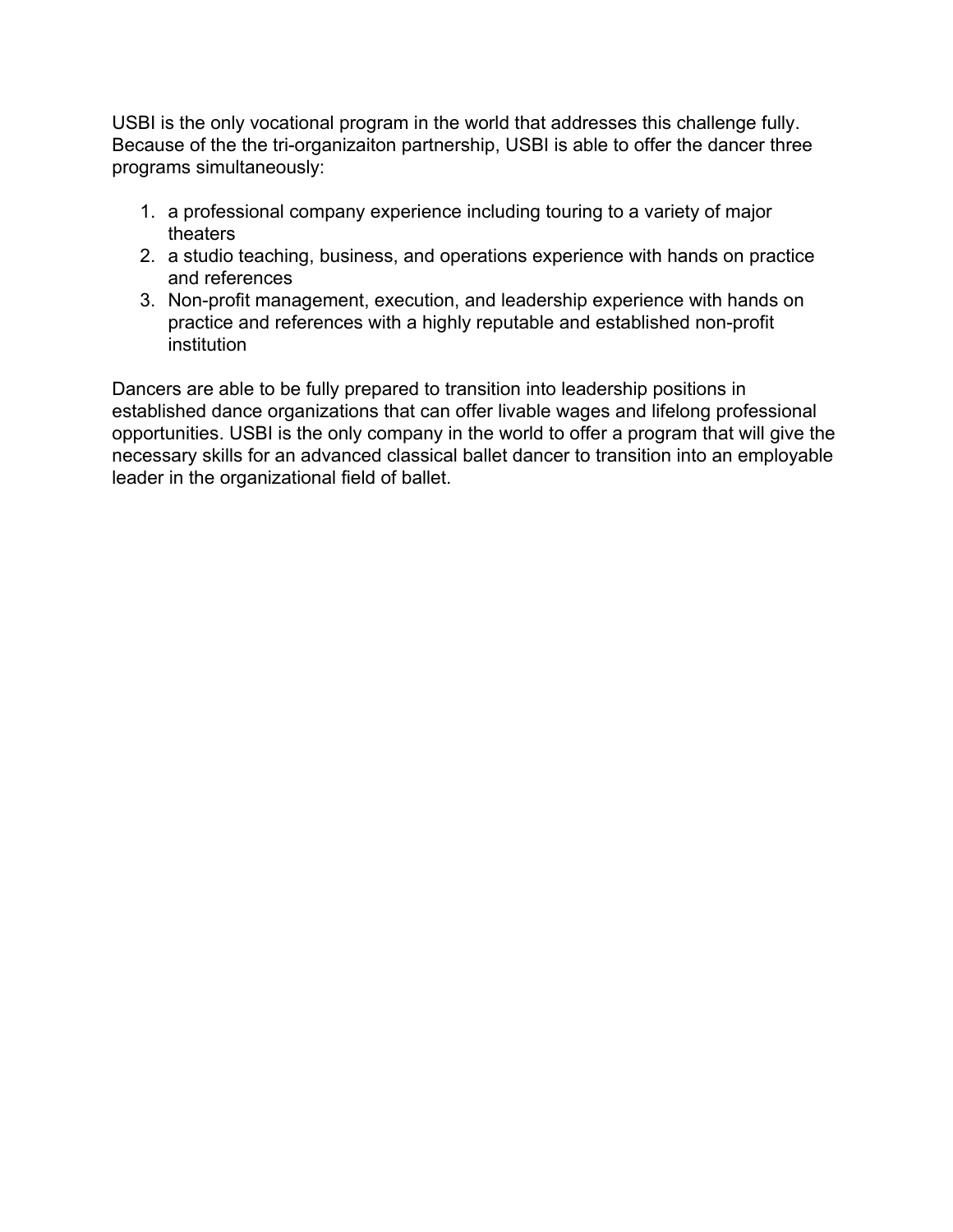USBI is the only vocational program in the world that addresses this challenge fully. Because of the the tri-organizaiton partnership, USBI is able to offer the dancer three programs simultaneously:

1. a professional company experience including touring to a variety of major theaters
2. a studio teaching, business, and operations experience with hands on practice and references
3. Non-profit management, execution, and leadership experience with hands on practice and references with a highly reputable and established non-profit institution

Dancers are able to be fully prepared to transition into leadership positions in established dance organizations that can offer livable wages and lifelong professional opportunities. USBI is the only company in the world to offer a program that will give the necessary skills for an advanced classical ballet dancer to transition into an employable leader in the organizational field of ballet.